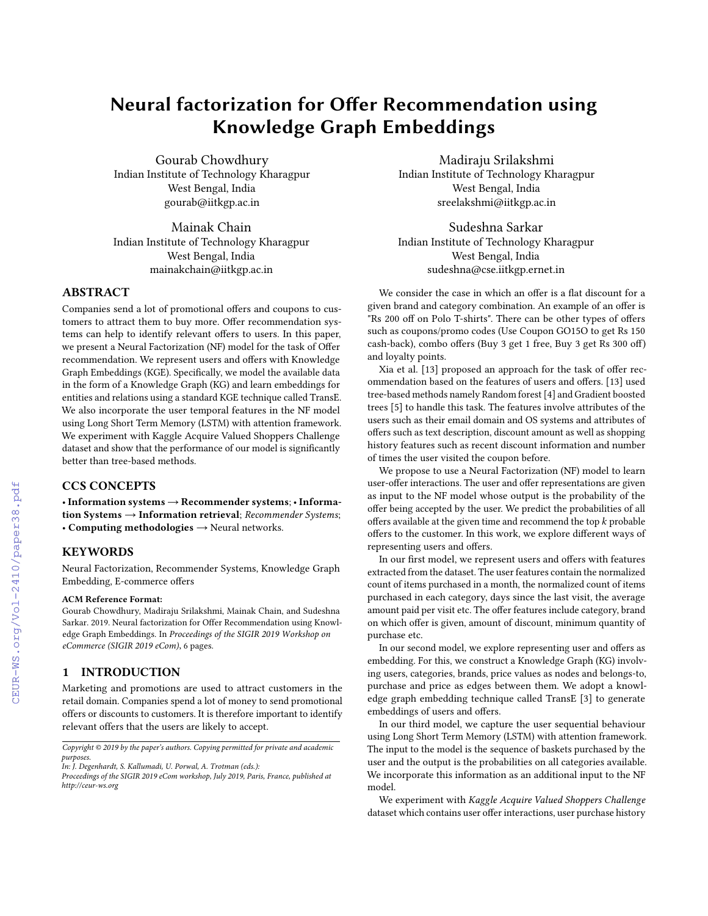# Neural factorization for Offer Recommendation using Knowledge Graph Embeddings

Gourab Chowdhury
Indian Institute of Technology Kharagpur
West Bengal, India
gourab@iitkgp.ac.in

Madiraju Srilakshmi
Indian Institute of Technology Kharagpur
West Bengal, India
sreelakshmi@iitkgp.ac.in

Mainak Chain
Indian Institute of Technology Kharagpur
West Bengal, India
mainakchain@iitkgp.ac.in

Sudeshna Sarkar
Indian Institute of Technology Kharagpur
West Bengal, India
sudeshna@cse.iitkgp.ernet.in

## ABSTRACT

Companies send a lot of promotional offers and coupons to customers to attract them to buy more. Offer recommendation systems can help to identify relevant offers to users. In this paper, we present a Neural Factorization (NF) model for the task of Offer recommendation. We represent users and offers with Knowledge Graph Embeddings (KGE). Specifically, we model the available data in the form of a Knowledge Graph (KG) and learn embeddings for entities and relations using a standard KGE technique called TransE. We also incorporate the user temporal features in the NF model using Long Short Term Memory (LSTM) with attention framework. We experiment with Kaggle Acquire Valued Shoppers Challenge dataset and show that the performance of our model is significantly better than tree-based methods.

## CCS CONCEPTS

• **Information systems** → **Recommender systems**; • **Information Systems** → **Information retrieval**; *Recommender Systems*; • **Computing methodologies** → Neural networks.

## KEYWORDS

Neural Factorization, Recommender Systems, Knowledge Graph Embedding, E-commerce offers

**ACM Reference Format:**
Gourab Chowdhury, Madiraju Srilakshmi, Mainak Chain, and Sudeshna Sarkar. 2019. Neural factorization for Offer Recommendation using Knowledge Graph Embeddings. In *Proceedings of the SIGIR 2019 Workshop on eCommerce (SIGIR 2019 eCom)*, 6 pages.

## 1 INTRODUCTION

Marketing and promotions are used to attract customers in the retail domain. Companies spend a lot of money to send promotional offers or discounts to customers. It is therefore important to identify relevant offers that the users are likely to accept.

*Copyright © 2019 by the paper's authors. Copying permitted for private and academic purposes.*
*In: J. Degenhardt, S. Kallumadi, U. Porwal, A. Trotman (eds.):*
*Proceedings of the SIGIR 2019 eCom workshop, July 2019, Paris, France, published at http://ceur-ws.org*

We consider the case in which an offer is a flat discount for a given brand and category combination. An example of an offer is "Rs 200 off on Polo T-shirts". There can be other types of offers such as coupons/promo codes (Use Coupon GO15O to get Rs 150 cash-back), combo offers (Buy 3 get 1 free, Buy 3 get Rs 300 off) and loyalty points.

Xia et al. [13] proposed an approach for the task of offer recommendation based on the features of users and offers. [13] used tree-based methods namely Random forest [4] and Gradient boosted trees [5] to handle this task. The features involve attributes of the users such as their email domain and OS systems and attributes of offers such as text description, discount amount as well as shopping history features such as recent discount information and number of times the user visited the coupon before.

We propose to use a Neural Factorization (NF) model to learn user-offer interactions. The user and offer representations are given as input to the NF model whose output is the probability of the offer being accepted by the user. We predict the probabilities of all offers available at the given time and recommend the top $k$ probable offers to the customer. In this work, we explore different ways of representing users and offers.

In our first model, we represent users and offers with features extracted from the dataset. The user features contain the normalized count of items purchased in a month, the normalized count of items purchased in each category, days since the last visit, the average amount paid per visit etc. The offer features include category, brand on which offer is given, amount of discount, minimum quantity of purchase etc.

In our second model, we explore representing user and offers as embedding. For this, we construct a Knowledge Graph (KG) involving users, categories, brands, price values as nodes and belongs-to, purchase and price as edges between them. We adopt a knowledge graph embedding technique called TransE [3] to generate embeddings of users and offers.

In our third model, we capture the user sequential behaviour using Long Short Term Memory (LSTM) with attention framework. The input to the model is the sequence of baskets purchased by the user and the output is the probabilities on all categories available. We incorporate this information as an additional input to the NF model.

We experiment with *Kaggle Acquire Valued Shoppers Challenge* dataset which contains user offer interactions, user purchase history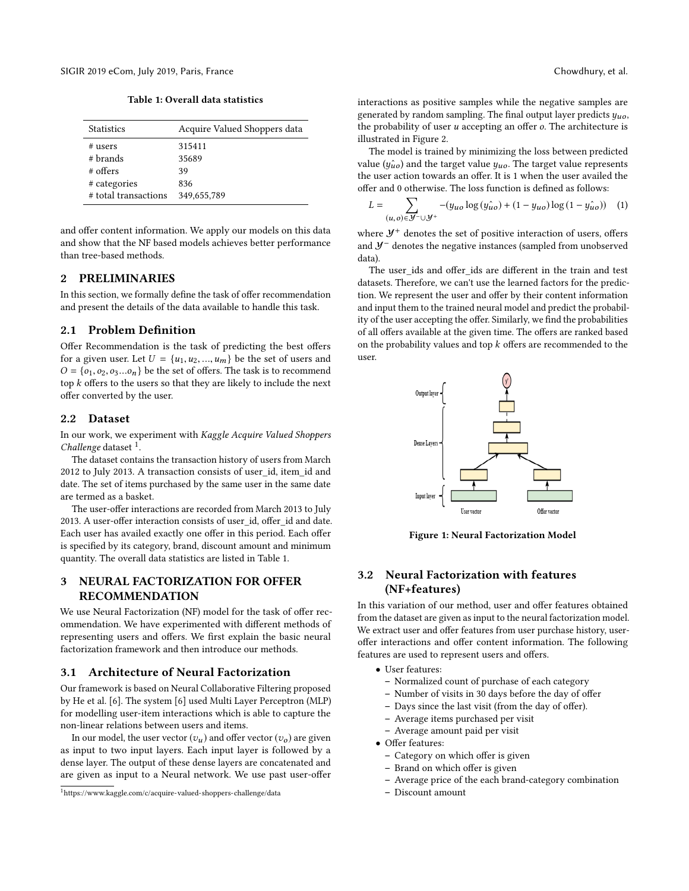Table 1: Overall data statistics

| Statistics | Acquire Valued Shoppers data |
| --- | --- |
| # users | 315411 |
| # brands | 35689 |
| # offers | 39 |
| # categories | 836 |
| # total transactions | 349,655,789 |

and offer content information. We apply our models on this data and show that the NF based models achieves better performance than tree-based methods.

## 2 PRELIMINARIES

In this section, we formally define the task of offer recommendation and present the details of the data available to handle this task.

### 2.1 Problem Definition

Offer Recommendation is the task of predicting the best offers for a given user. Let $U = \{u_1, u_2, ..., u_m\}$ be the set of users and $O = \{o_1, o_2, o_3 ... o_n\}$ be the set of offers. The task is to recommend top $k$ offers to the users so that they are likely to include the next offer converted by the user.

### 2.2 Dataset

In our work, we experiment with *Kaggle Acquire Valued Shoppers Challenge* dataset [1].

The dataset contains the transaction history of users from March 2012 to July 2013. A transaction consists of user_id, item_id and date. The set of items purchased by the same user in the same date are termed as a basket.

The user-offer interactions are recorded from March 2013 to July 2013. A user-offer interaction consists of user_id, offer_id and date. Each user has availed exactly one offer in this period. Each offer is specified by its category, brand, discount amount and minimum quantity. The overall data statistics are listed in Table 1.

## 3 NEURAL FACTORIZATION FOR OFFER RECOMMENDATION

We use Neural Factorization (NF) model for the task of offer recommendation. We have experimented with different methods of representing users and offers. We first explain the basic neural factorization framework and then introduce our methods.

### 3.1 Architecture of Neural Factorization

Our framework is based on Neural Collaborative Filtering proposed by He et al. [6]. The system [6] used Multi Layer Perceptron (MLP) for modelling user-item interactions which is able to capture the non-linear relations between users and items.

In our model, the user vector ($v_u$) and offer vector ($v_o$) are given as input to two input layers. Each input layer is followed by a dense layer. The output of these dense layers are concatenated and are given as input to a Neural network. We use past user-offer interactions as positive samples while the negative samples are generated by random sampling. The final output layer predicts $y_{uo}$, the probability of user $u$ accepting an offer $o$. The architecture is illustrated in Figure 2.

The model is trained by minimizing the loss between predicted value ($\hat{y_{uo}}$) and the target value $y_{uo}$. The target value represents the user action towards an offer. It is 1 when the user availed the offer and 0 otherwise. The loss function is defined as follows:

$$L = \sum_{(u,o) \in \mathcal{Y}^- \cup \mathcal{Y}^+} -(y_{uo} \log(\hat{y_{uo}}) + (1 - y_{uo}) \log(1 - \hat{y_{uo}})) \quad (1)$$

where $\mathcal{Y}^+$ denotes the set of positive interaction of users, offers and $\mathcal{Y}^-$ denotes the negative instances (sampled from unobserved data).

The user_ids and offer_ids are different in the train and test datasets. Therefore, we can't use the learned factors for the prediction. We represent the user and offer by their content information and input them to the trained neural model and predict the probability of the user accepting the offer. Similarly, we find the probabilities of all offers available at the given time. The offers are ranked based on the probability values and top $k$ offers are recommended to the user.

Figure 1: Neural Factorization Model

### 3.2 Neural Factorization with features (NF+features)

In this variation of our method, user and offer features obtained from the dataset are given as input to the neural factorization model. We extract user and offer features from user purchase history, user-offer interactions and offer content information. The following features are used to represent users and offers.

- User features:
  - Normalized count of purchase of each category
  - Number of visits in 30 days before the day of offer
  - Days since the last visit (from the day of offer).
  - Average items purchased per visit
  - Average amount paid per visit
- Offer features:
  - Category on which offer is given
  - Brand on which offer is given
  - Average price of the each brand-category combination
  - Discount amount

[1] https://www.kaggle.com/c/acquire-valued-shoppers-challenge/data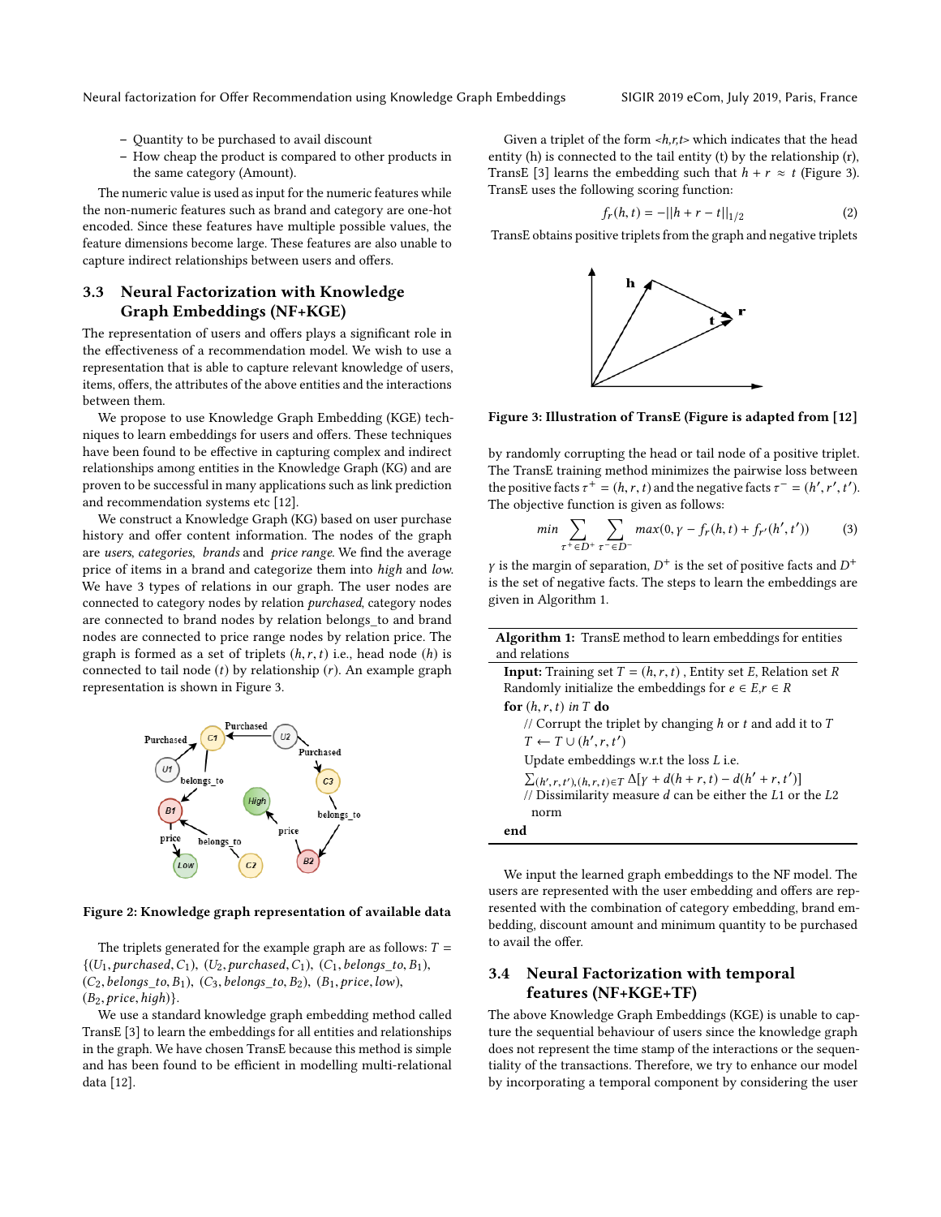- Quantity to be purchased to avail discount
- How cheap the product is compared to other products in the same category (Amount).

The numeric value is used as input for the numeric features while the non-numeric features such as brand and category are one-hot encoded. Since these features have multiple possible values, the feature dimensions become large. These features are also unable to capture indirect relationships between users and offers.

### 3.3 Neural Factorization with Knowledge Graph Embeddings (NF+KGE)

The representation of users and offers plays a significant role in the effectiveness of a recommendation model. We wish to use a representation that is able to capture relevant knowledge of users, items, offers, the attributes of the above entities and the interactions between them.

We propose to use Knowledge Graph Embedding (KGE) techniques to learn embeddings for users and offers. These techniques have been found to be effective in capturing complex and indirect relationships among entities in the Knowledge Graph (KG) and are proven to be successful in many applications such as link prediction and recommendation systems etc [12].

We construct a Knowledge Graph (KG) based on user purchase history and offer content information. The nodes of the graph are *users*, *categories*, *brands* and *price range*. We find the average price of items in a brand and categorize them into *high* and *low*. We have 3 types of relations in our graph. The user nodes are connected to category nodes by relation *purchased*, category nodes are connected to brand nodes by relation belongs_to and brand nodes are connected to price range nodes by relation price. The graph is formed as a set of triplets $(h, r, t)$ i.e., head node $(h)$ is connected to tail node $(t)$ by relationship $(r)$. An example graph representation is shown in Figure 3.

**Figure 2: Knowledge graph representation of available data**

The triplets generated for the example graph are as follows: $T = \{(U_1, purchased, C_1), (U_2, purchased, C_1), (C_1, belongs\_to, B_1), (C_2, belongs\_to, B_1), (C_3, belongs\_to, B_2), (B_1, price, low), (B_2, price, high)\}$.

We use a standard knowledge graph embedding method called TransE [3] to learn the embeddings for all entities and relationships in the graph. We have chosen TransE because this method is simple and has been found to be efficient in modelling multi-relational data [12].

Given a triplet of the form <*h,r,t*> which indicates that the head entity (h) is connected to the tail entity (t) by the relationship (r), TransE [3] learns the embedding such that $h + r \approx t$ (Figure 3). TransE uses the following scoring function:

$$f_r(h, t) = -||h + r - t||_{1/2} \tag{2}$$

TransE obtains positive triplets from the graph and negative triplets

**Figure 3: Illustration of TransE (Figure is adapted from [12]**

by randomly corrupting the head or tail node of a positive triplet. The TransE training method minimizes the pairwise loss between the positive facts $\tau^+ = (h, r, t)$ and the negative facts $\tau^- = (h', r', t')$. The objective function is given as follows:

$$min \sum_{\tau^+ \in D^+} \sum_{\tau^- \in D^-} max(0, \gamma - f_r(h, t) + f_{r'}(h', t')) \tag{3}$$

$\gamma$ is the margin of separation, $D^+$ is the set of positive facts and $D^+$ is the set of negative facts. The steps to learn the embeddings are given in Algorithm 1.

**Algorithm 1:** TransE method to learn embeddings for entities and relations

```
Input: Training set T = (h, r, t) , Entity set E, Relation set R
Randomly initialize the embeddings for e ∈ E,r ∈ R
for (h, r, t) in T do
    // Corrupt the triplet by changing h or t and add it to T
    T ← T ∪ (h', r, t')
    Update embeddings w.r.t the loss L i.e.
    Σ_{(h',r,t'),(h,r,t)∈T} Δ[γ + d(h + r, t) − d(h' + r, t')]
    // Dissimilarity measure d can be either the L1 or the L2
      norm
end
```

We input the learned graph embeddings to the NF model. The users are represented with the user embedding and offers are represented with the combination of category embedding, brand embedding, discount amount and minimum quantity to be purchased to avail the offer.

### 3.4 Neural Factorization with temporal features (NF+KGE+TF)

The above Knowledge Graph Embeddings (KGE) is unable to capture the sequential behaviour of users since the knowledge graph does not represent the time stamp of the interactions or the sequentiality of the transactions. Therefore, we try to enhance our model by incorporating a temporal component by considering the user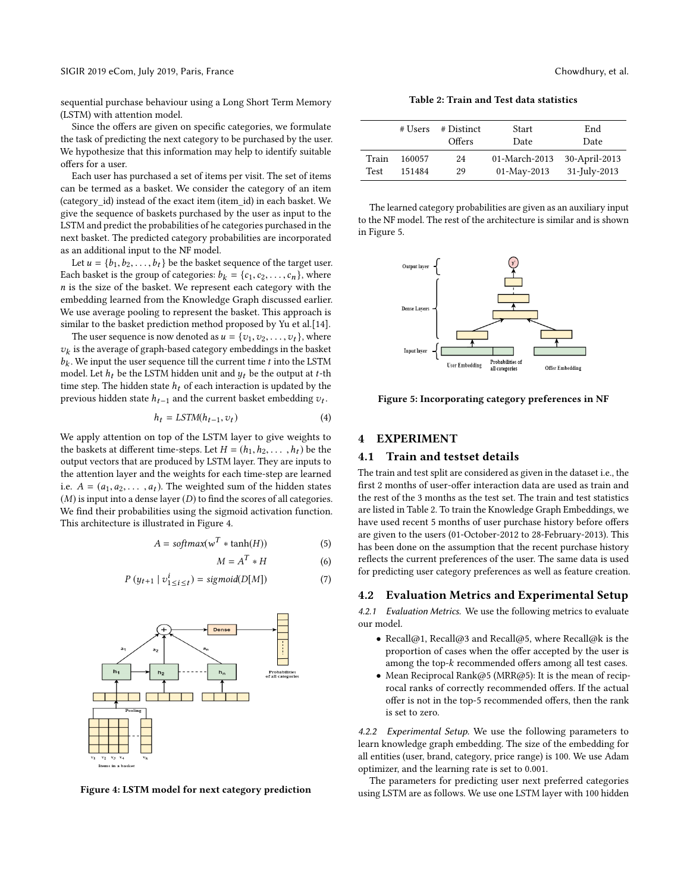sequential purchase behaviour using a Long Short Term Memory (LSTM) with attention model.

Since the offers are given on specific categories, we formulate the task of predicting the next category to be purchased by the user. We hypothesize that this information may help to identify suitable offers for a user.

Each user has purchased a set of items per visit. The set of items can be termed as a basket. We consider the category of an item (category_id) instead of the exact item (item_id) in each basket. We give the sequence of baskets purchased by the user as input to the LSTM and predict the probabilities of he categories purchased in the next basket. The predicted category probabilities are incorporated as an additional input to the NF model.

Let $u = \{b_1, b_2, \dots, b_t\}$ be the basket sequence of the target user. Each basket is the group of categories: $b_k = \{c_1, c_2, \dots, c_n\}$, where $n$ is the size of the basket. We represent each category with the embedding learned from the Knowledge Graph discussed earlier. We use average pooling to represent the basket. This approach is similar to the basket prediction method proposed by Yu et al.[14].

The user sequence is now denoted as $u = \{v_1, v_2, \dots, v_t\}$, where $v_k$ is the average of graph-based category embeddings in the basket $b_k$. We input the user sequence till the current time $t$ into the LSTM model. Let $h_t$ be the LSTM hidden unit and $y_t$ be the output at $t$-th time step. The hidden state $h_t$ of each interaction is updated by the previous hidden state $h_{t-1}$ and the current basket embedding $v_t$.

$$h_t = LSTM(h_{t-1}, v_t) \tag{4}$$

We apply attention on top of the LSTM layer to give weights to the baskets at different time-steps. Let $H = (h_1, h_2, \dots, h_t)$ be the output vectors that are produced by LSTM layer. They are inputs to the attention layer and the weights for each time-step are learned i.e. $A = (a_1, a_2, \dots, a_t)$. The weighted sum of the hidden states ($M$) is input into a dense layer ($D$) to find the scores of all categories. We find their probabilities using the sigmoid activation function. This architecture is illustrated in Figure 4.

$$A = softmax(w^T * \tanh(H)) \tag{5}$$

$$M = A^T * H \tag{6}$$

$$P(y_{t+1} \mid v^i_{1 \le i \le t}) = sigmoid(D[M]) \tag{7}$$

Figure 4: LSTM model for next category prediction

**Table 2: Train and Test data statistics**

| | # Users | # Distinct Offers | Start Date | End Date |
|---|---|---|---|---|
| Train | 160057 | 24 | 01-March-2013 | 30-April-2013 |
| Test | 151484 | 29 | 01-May-2013 | 31-July-2013 |

The learned category probabilities are given as an auxiliary input to the NF model. The rest of the architecture is similar and is shown in Figure 5.

Figure 5: Incorporating category preferences in NF

## 4 EXPERIMENT

### 4.1 Train and testset details

The train and test split are considered as given in the dataset i.e., the first 2 months of user-offer interaction data are used as train and the rest of the 3 months as the test set. The train and test statistics are listed in Table 2. To train the Knowledge Graph Embeddings, we have used recent 5 months of user purchase history before offers are given to the users (01-October-2012 to 28-February-2013). This has been done on the assumption that the recent purchase history reflects the current preferences of the user. The same data is used for predicting user category preferences as well as feature creation.

### 4.2 Evaluation Metrics and Experimental Setup

*4.2.1 Evaluation Metrics.* We use the following metrics to evaluate our model.

- Recall@1, Recall@3 and Recall@5, where Recall@k is the proportion of cases when the offer accepted by the user is among the top-$k$ recommended offers among all test cases.
- Mean Reciprocal Rank@5 (MRR@5): It is the mean of reciprocal ranks of correctly recommended offers. If the actual offer is not in the top-5 recommended offers, then the rank is set to zero.

*4.2.2 Experimental Setup.* We use the following parameters to learn knowledge graph embedding. The size of the embedding for all entities (user, brand, category, price range) is 100. We use Adam optimizer, and the learning rate is set to 0.001.

The parameters for predicting user next preferred categories using LSTM are as follows. We use one LSTM layer with 100 hidden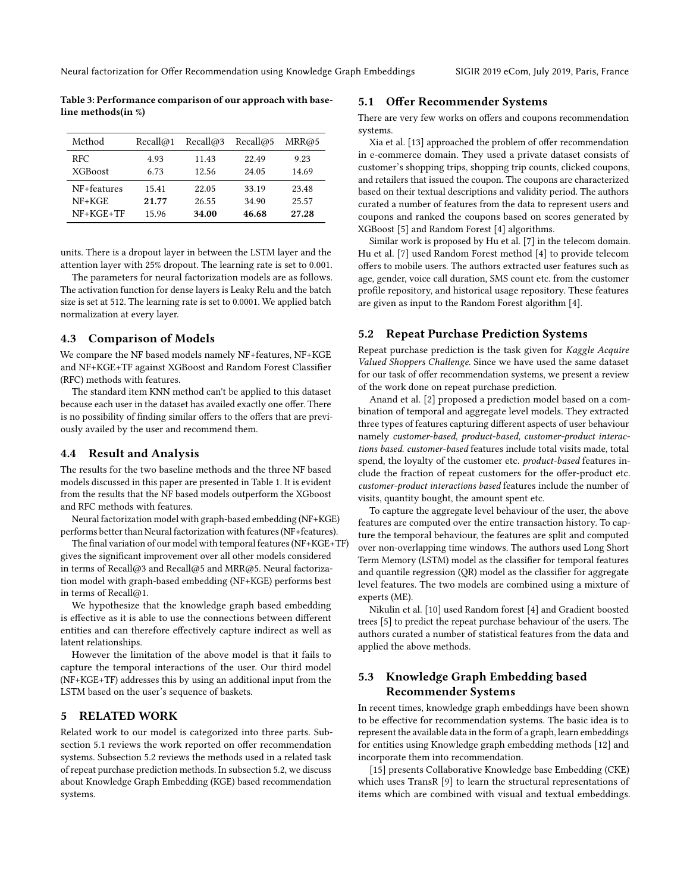Table 3: Performance comparison of our approach with baseline methods(in %)

| Method | Recall@1 | Recall@3 | Recall@5 | MRR@5 |
|---|---|---|---|---|
| RFC | 4.93 | 11.43 | 22.49 | 9.23 |
| XGBoost | 6.73 | 12.56 | 24.05 | 14.69 |
| NF+features | 15.41 | 22.05 | 33.19 | 23.48 |
| NF+KGE | **21.77** | 26.55 | 34.90 | 25.57 |
| NF+KGE+TF | 15.96 | **34.00** | **46.68** | **27.28** |

units. There is a dropout layer in between the LSTM layer and the attention layer with 25% dropout. The learning rate is set to 0.001.

The parameters for neural factorization models are as follows. The activation function for dense layers is Leaky Relu and the batch size is set at 512. The learning rate is set to 0.0001. We applied batch normalization at every layer.

### 4.3 Comparison of Models

We compare the NF based models namely NF+features, NF+KGE and NF+KGE+TF against XGBoost and Random Forest Classifier (RFC) methods with features.

The standard item KNN method can't be applied to this dataset because each user in the dataset has availed exactly one offer. There is no possibility of finding similar offers to the offers that are previously availed by the user and recommend them.

### 4.4 Result and Analysis

The results for the two baseline methods and the three NF based models discussed in this paper are presented in Table 1. It is evident from the results that the NF based models outperform the XGboost and RFC methods with features.

Neural factorization model with graph-based embedding (NF+KGE) performs better than Neural factorization with features (NF+features).

The final variation of our model with temporal features (NF+KGE+TF) gives the significant improvement over all other models considered in terms of Recall@3 and Recall@5 and MRR@5. Neural factorization model with graph-based embedding (NF+KGE) performs best in terms of Recall@1.

We hypothesize that the knowledge graph based embedding is effective as it is able to use the connections between different entities and can therefore effectively capture indirect as well as latent relationships.

However the limitation of the above model is that it fails to capture the temporal interactions of the user. Our third model (NF+KGE+TF) addresses this by using an additional input from the LSTM based on the user's sequence of baskets.

## 5 RELATED WORK

Related work to our model is categorized into three parts. Subsection 5.1 reviews the work reported on offer recommendation systems. Subsection 5.2 reviews the methods used in a related task of repeat purchase prediction methods. In subsection 5.2, we discuss about Knowledge Graph Embedding (KGE) based recommendation systems.

### 5.1 Offer Recommender Systems

There are very few works on offers and coupons recommendation systems.

Xia et al. [13] approached the problem of offer recommendation in e-commerce domain. They used a private dataset consists of customer's shopping trips, shopping trip counts, clicked coupons, and retailers that issued the coupon. The coupons are characterized based on their textual descriptions and validity period. The authors curated a number of features from the data to represent users and coupons and ranked the coupons based on scores generated by XGBoost [5] and Random Forest [4] algorithms.

Similar work is proposed by Hu et al. [7] in the telecom domain. Hu et al. [7] used Random Forest method [4] to provide telecom offers to mobile users. The authors extracted user features such as age, gender, voice call duration, SMS count etc. from the customer profile repository, and historical usage repository. These features are given as input to the Random Forest algorithm [4].

### 5.2 Repeat Purchase Prediction Systems

Repeat purchase prediction is the task given for *Kaggle Acquire Valued Shoppers Challenge*. Since we have used the same dataset for our task of offer recommendation systems, we present a review of the work done on repeat purchase prediction.

Anand et al. [2] proposed a prediction model based on a combination of temporal and aggregate level models. They extracted three types of features capturing different aspects of user behaviour namely *customer-based, product-based, customer-product interactions based. customer-based* features include total visits made, total spend, the loyalty of the customer etc. *product-based* features include the fraction of repeat customers for the offer-product etc. *customer-product interactions based* features include the number of visits, quantity bought, the amount spent etc.

To capture the aggregate level behaviour of the user, the above features are computed over the entire transaction history. To capture the temporal behaviour, the features are split and computed over non-overlapping time windows. The authors used Long Short Term Memory (LSTM) model as the classifier for temporal features and quantile regression (QR) model as the classifier for aggregate level features. The two models are combined using a mixture of experts (ME).

Nikulin et al. [10] used Random forest [4] and Gradient boosted trees [5] to predict the repeat purchase behaviour of the users. The authors curated a number of statistical features from the data and applied the above methods.

### 5.3 Knowledge Graph Embedding based Recommender Systems

In recent times, knowledge graph embeddings have been shown to be effective for recommendation systems. The basic idea is to represent the available data in the form of a graph, learn embeddings for entities using Knowledge graph embedding methods [12] and incorporate them into recommendation.

[15] presents Collaborative Knowledge base Embedding (CKE) which uses TransR [9] to learn the structural representations of items which are combined with visual and textual embeddings.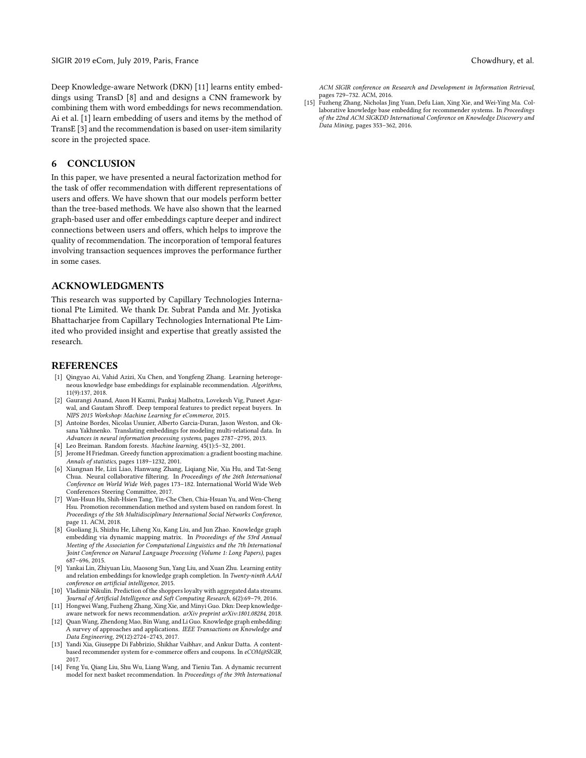Deep Knowledge-aware Network (DKN) [11] learns entity embeddings using TransD [8] and and designs a CNN framework by combining them with word embeddings for news recommendation. Ai et al. [1] learn embedding of users and items by the method of TransE [3] and the recommendation is based on user-item similarity score in the projected space.

## 6 CONCLUSION

In this paper, we have presented a neural factorization method for the task of offer recommendation with different representations of users and offers. We have shown that our models perform better than the tree-based methods. We have also shown that the learned graph-based user and offer embeddings capture deeper and indirect connections between users and offers, which helps to improve the quality of recommendation. The incorporation of temporal features involving transaction sequences improves the performance further in some cases.

## ACKNOWLEDGMENTS

This research was supported by Capillary Technologies International Pte Limited. We thank Dr. Subrat Panda and Mr. Jyotiska Bhattacharjee from Capillary Technologies International Pte Limited who provided insight and expertise that greatly assisted the research.

## REFERENCES

- [1] Qingyao Ai, Vahid Azizi, Xu Chen, and Yongfeng Zhang. Learning heterogeneous knowledge base embeddings for explainable recommendation. *Algorithms*, 11(9):137, 2018.
- [2] Gaurangi Anand, Auon H Kazmi, Pankaj Malhotra, Lovekesh Vig, Puneet Agarwal, and Gautam Shroff. Deep temporal features to predict repeat buyers. In *NIPS 2015 Workshop: Machine Learning for eCommerce*, 2015.
- [3] Antoine Bordes, Nicolas Usunier, Alberto Garcia-Duran, Jason Weston, and Oksana Yakhnenko. Translating embeddings for modeling multi-relational data. In *Advances in neural information processing systems*, pages 2787–2795, 2013.
- [4] Leo Breiman. Random forests. *Machine learning*, 45(1):5–32, 2001.
- [5] Jerome H Friedman. Greedy function approximation: a gradient boosting machine. *Annals of statistics*, pages 1189–1232, 2001.
- [6] Xiangnan He, Lizi Liao, Hanwang Zhang, Liqiang Nie, Xia Hu, and Tat-Seng Chua. Neural collaborative filtering. In *Proceedings of the 26th International Conference on World Wide Web*, pages 173–182. International World Wide Web Conferences Steering Committee, 2017.
- [7] Wan-Hsun Hu, Shih-Hsien Tang, Yin-Che Chen, Chia-Hsuan Yu, and Wen-Cheng Hsu. Promotion recommendation method and system based on random forest. In *Proceedings of the 5th Multidisciplinary International Social Networks Conference*, page 11. ACM, 2018.
- [8] Guoliang Ji, Shizhu He, Liheng Xu, Kang Liu, and Jun Zhao. Knowledge graph embedding via dynamic mapping matrix. In *Proceedings of the 53rd Annual Meeting of the Association for Computational Linguistics and the 7th International Joint Conference on Natural Language Processing (Volume 1: Long Papers)*, pages 687–696, 2015.
- [9] Yankai Lin, Zhiyuan Liu, Maosong Sun, Yang Liu, and Xuan Zhu. Learning entity and relation embeddings for knowledge graph completion. In *Twenty-ninth AAAI conference on artificial intelligence*, 2015.
- [10] Vladimir Nikulin. Prediction of the shoppers loyalty with aggregated data streams. *Journal of Artificial Intelligence and Soft Computing Research*, 6(2):69–79, 2016.
- [11] Hongwei Wang, Fuzheng Zhang, Xing Xie, and Minyi Guo. Dkn: Deep knowledge-aware network for news recommendation. *arXiv preprint arXiv:1801.08284*, 2018.
- [12] Quan Wang, Zhendong Mao, Bin Wang, and Li Guo. Knowledge graph embedding: A survey of approaches and applications. *IEEE Transactions on Knowledge and Data Engineering*, 29(12):2724–2743, 2017.
- [13] Yandi Xia, Giuseppe Di Fabbrizio, Shikhar Vaibhav, and Ankur Datta. A content-based recommender system for e-commerce offers and coupons. In *eCOM@SIGIR*, 2017.
- [14] Feng Yu, Qiang Liu, Shu Wu, Liang Wang, and Tieniu Tan. A dynamic recurrent model for next basket recommendation. In *Proceedings of the 39th International ACM SIGIR conference on Research and Development in Information Retrieval*, pages 729–732. ACM, 2016.
- [15] Fuzheng Zhang, Nicholas Jing Yuan, Defu Lian, Xing Xie, and Wei-Ying Ma. Collaborative knowledge base embedding for recommender systems. In *Proceedings of the 22nd ACM SIGKDD International Conference on Knowledge Discovery and Data Mining*, pages 353–362, 2016.